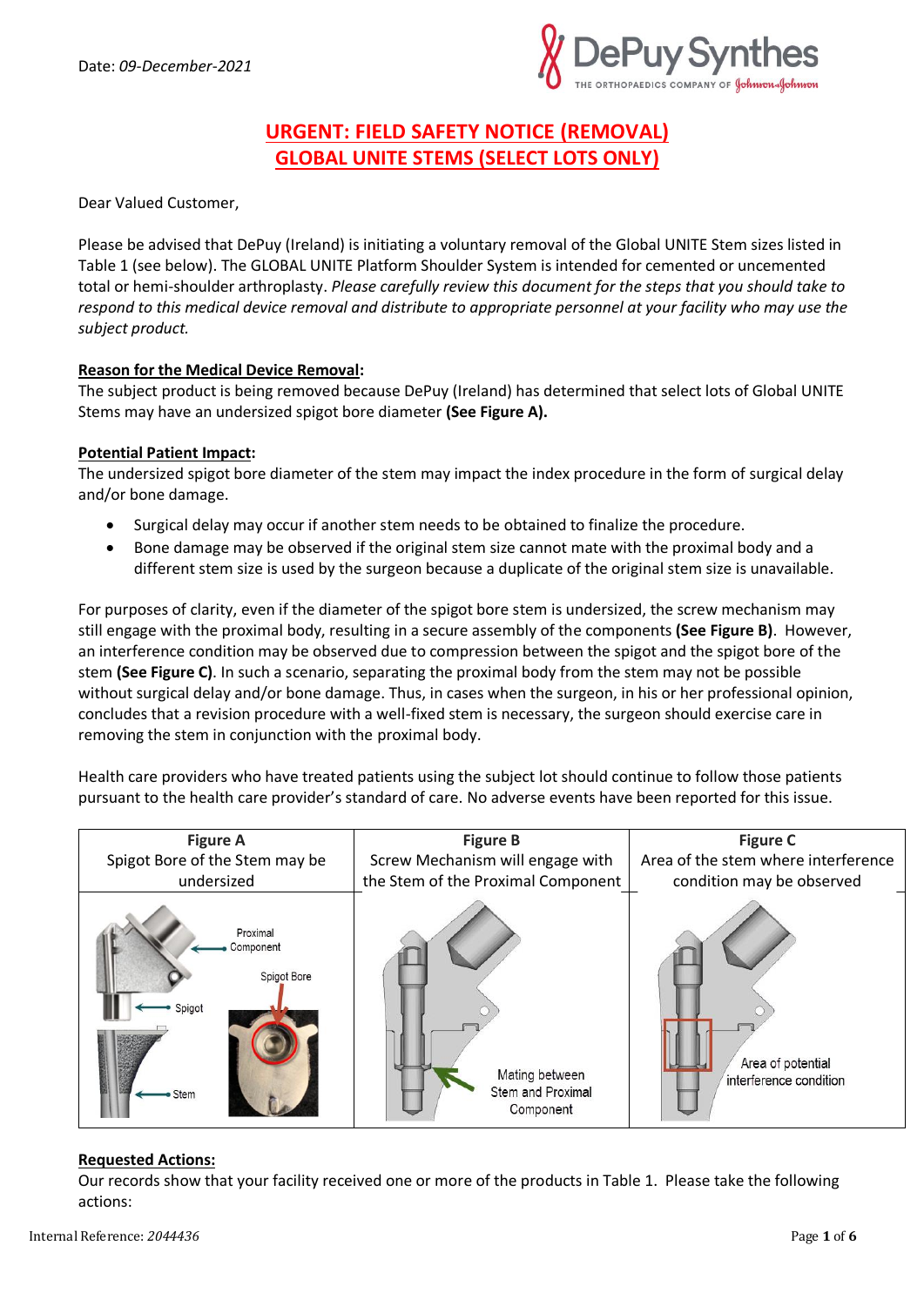Date: *09-December-2021*

# URGENT: FIELD SAFETY NOTICE (REMOVAL)
# GLOBAL UNITE STEMS (SELECT LOTS ONLY)

Dear Valued Customer,

Please be advised that DePuy (Ireland) is initiating a voluntary removal of the Global UNITE Stem sizes listed in Table 1 (see below). The GLOBAL UNITE Platform Shoulder System is intended for cemented or uncemented total or hemi-shoulder arthroplasty. *Please carefully review this document for the steps that you should take to respond to this medical device removal and distribute to appropriate personnel at your facility who may use the subject product.*

**Reason for the Medical Device Removal:**
The subject product is being removed because DePuy (Ireland) has determined that select lots of Global UNITE Stems may have an undersized spigot bore diameter **(See Figure A).**

**Potential Patient Impact:**
The undersized spigot bore diameter of the stem may impact the index procedure in the form of surgical delay and/or bone damage.

- Surgical delay may occur if another stem needs to be obtained to finalize the procedure.
- Bone damage may be observed if the original stem size cannot mate with the proximal body and a different stem size is used by the surgeon because a duplicate of the original stem size is unavailable.

For purposes of clarity, even if the diameter of the spigot bore stem is undersized, the screw mechanism may still engage with the proximal body, resulting in a secure assembly of the components **(See Figure B)**. However, an interference condition may be observed due to compression between the spigot and the spigot bore of the stem **(See Figure C)**. In such a scenario, separating the proximal body from the stem may not be possible without surgical delay and/or bone damage. Thus, in cases when the surgeon, in his or her professional opinion, concludes that a revision procedure with a well-fixed stem is necessary, the surgeon should exercise care in removing the stem in conjunction with the proximal body.

Health care providers who have treated patients using the subject lot should continue to follow those patients pursuant to the health care provider's standard of care. No adverse events have been reported for this issue.

| **Figure A** Spigot Bore of the Stem may be undersized | **Figure B** Screw Mechanism will engage with the Stem of the Proximal Component | **Figure C** Area of the stem where interference condition may be observed |
|---|---|---|
| Proximal Component; Spigot Bore; Spigot; Stem | Mating between Stem and Proximal Component | Area of potential interference condition |

**Requested Actions:**
Our records show that your facility received one or more of the products in Table 1. Please take the following actions:

Internal Reference: *2044436*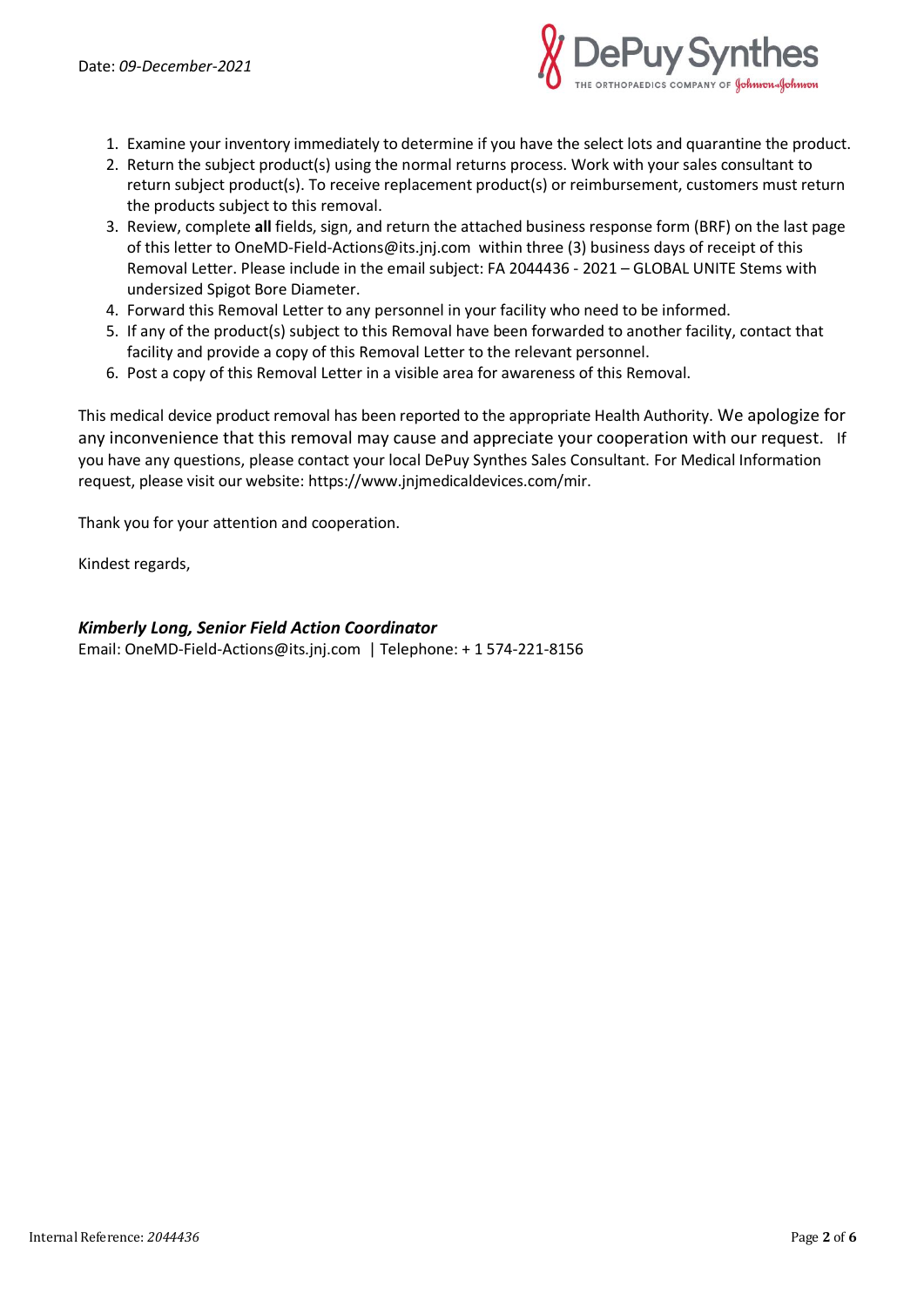Date: *09-December-2021*

1. Examine your inventory immediately to determine if you have the select lots and quarantine the product.
2. Return the subject product(s) using the normal returns process. Work with your sales consultant to return subject product(s). To receive replacement product(s) or reimbursement, customers must return the products subject to this removal.
3. Review, complete **all** fields, sign, and return the attached business response form (BRF) on the last page of this letter to OneMD-Field-Actions@its.jnj.com within three (3) business days of receipt of this Removal Letter. Please include in the email subject: FA 2044436 - 2021 – GLOBAL UNITE Stems with undersized Spigot Bore Diameter.
4. Forward this Removal Letter to any personnel in your facility who need to be informed.
5. If any of the product(s) subject to this Removal have been forwarded to another facility, contact that facility and provide a copy of this Removal Letter to the relevant personnel.
6. Post a copy of this Removal Letter in a visible area for awareness of this Removal.

This medical device product removal has been reported to the appropriate Health Authority. We apologize for any inconvenience that this removal may cause and appreciate your cooperation with our request. If you have any questions, please contact your local DePuy Synthes Sales Consultant. For Medical Information request, please visit our website: https://www.jnjmedicaldevices.com/mir.

Thank you for your attention and cooperation.

Kindest regards,

***Kimberly Long, Senior Field Action Coordinator***
Email: OneMD-Field-Actions@its.jnj.com | Telephone: + 1 574-221-8156

Internal Reference: *2044436*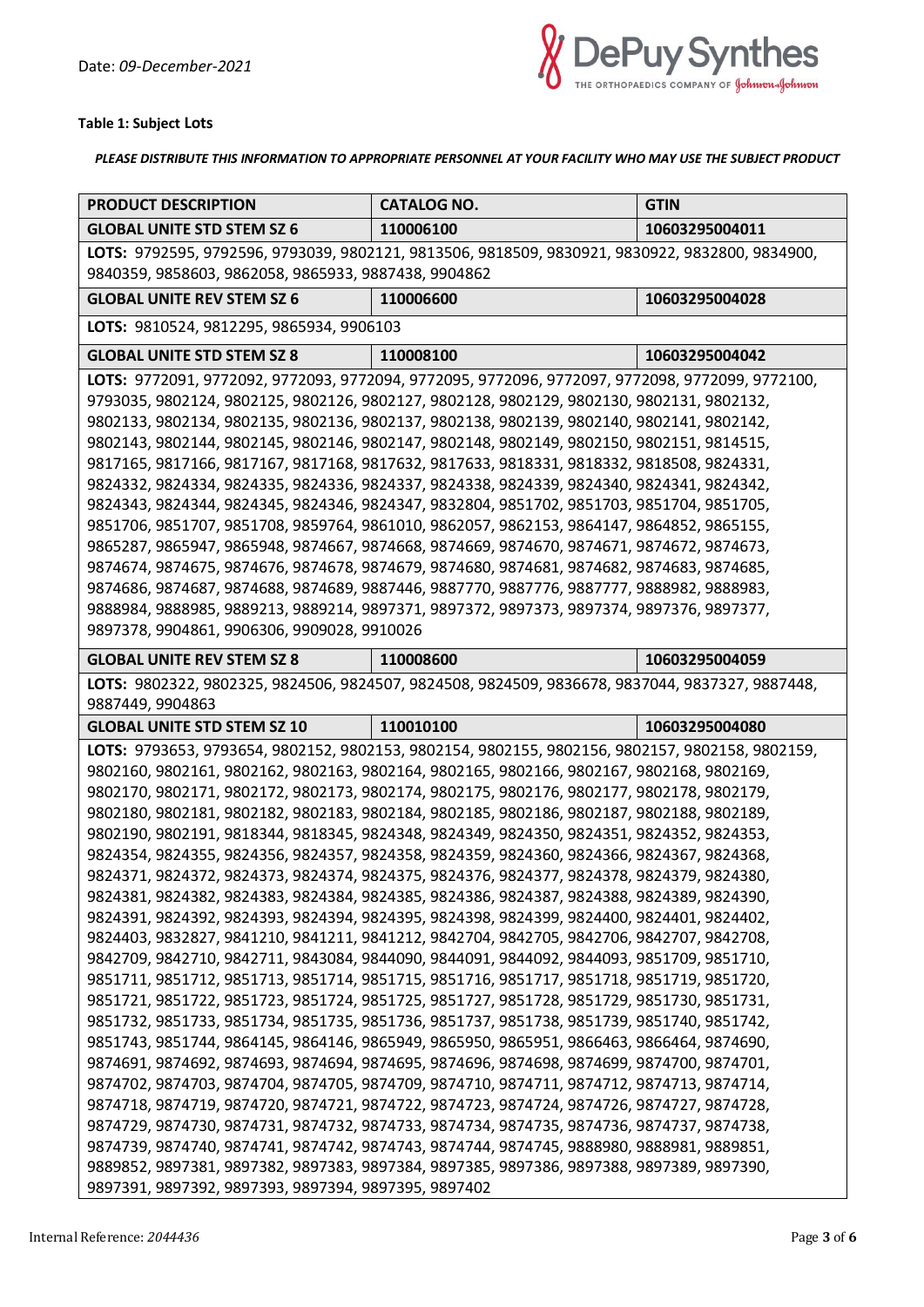Date: *09-December-2021*

**Table 1: Subject Lots**

***PLEASE DISTRIBUTE THIS INFORMATION TO APPROPRIATE PERSONNEL AT YOUR FACILITY WHO MAY USE THE SUBJECT PRODUCT***

| PRODUCT DESCRIPTION | CATALOG NO. | GTIN |
|---|---|---|
| **GLOBAL UNITE STD STEM SZ 6** | **110006100** | **10603295004011** |
| **LOTS:** 9792595, 9792596, 9793039, 9802121, 9813506, 9818509, 9830921, 9830922, 9832800, 9834900, 9840359, 9858603, 9862058, 9865933, 9887438, 9904862 | | |
| **GLOBAL UNITE REV STEM SZ 6** | **110006600** | **10603295004028** |
| **LOTS:** 9810524, 9812295, 9865934, 9906103 | | |
| **GLOBAL UNITE STD STEM SZ 8** | **110008100** | **10603295004042** |
| **LOTS:** 9772091, 9772092, 9772093, 9772094, 9772095, 9772096, 9772097, 9772098, 9772099, 9772100, 9793035, 9802124, 9802125, 9802126, 9802127, 9802128, 9802129, 9802130, 9802131, 9802132, 9802133, 9802134, 9802135, 9802136, 9802137, 9802138, 9802139, 9802140, 9802141, 9802142, 9802143, 9802144, 9802145, 9802146, 9802147, 9802148, 9802149, 9802150, 9802151, 9814515, 9817165, 9817166, 9817167, 9817168, 9817632, 9817633, 9818331, 9818332, 9818508, 9824331, 9824332, 9824334, 9824335, 9824336, 9824337, 9824338, 9824339, 9824340, 9824341, 9824342, 9824343, 9824344, 9824345, 9824346, 9824347, 9832804, 9851702, 9851703, 9851704, 9851705, 9851706, 9851707, 9851708, 9859764, 9861010, 9862057, 9862153, 9864147, 9864852, 9865155, 9865287, 9865947, 9865948, 9874667, 9874668, 9874669, 9874670, 9874671, 9874672, 9874673, 9874674, 9874675, 9874676, 9874678, 9874679, 9874680, 9874681, 9874682, 9874683, 9874685, 9874686, 9874687, 9874688, 9874689, 9887446, 9887770, 9887776, 9887777, 9888982, 9888983, 9888984, 9888985, 9889213, 9889214, 9897371, 9897372, 9897373, 9897374, 9897376, 9897377, 9897378, 9904861, 9906306, 9909028, 9910026 | | |
| **GLOBAL UNITE REV STEM SZ 8** | **110008600** | **10603295004059** |
| **LOTS:** 9802322, 9802325, 9824506, 9824507, 9824508, 9824509, 9836678, 9837044, 9837327, 9887448, 9887449, 9904863 | | |
| **GLOBAL UNITE STD STEM SZ 10** | **110010100** | **10603295004080** |
| **LOTS:** 9793653, 9793654, 9802152, 9802153, 9802154, 9802155, 9802156, 9802157, 9802158, 9802159, 9802160, 9802161, 9802162, 9802163, 9802164, 9802165, 9802166, 9802167, 9802168, 9802169, 9802170, 9802171, 9802172, 9802173, 9802174, 9802175, 9802176, 9802177, 9802178, 9802179, 9802180, 9802181, 9802182, 9802183, 9802184, 9802185, 9802186, 9802187, 9802188, 9802189, 9802190, 9802191, 9818344, 9818345, 9824348, 9824349, 9824350, 9824351, 9824352, 9824353, 9824354, 9824355, 9824356, 9824357, 9824358, 9824359, 9824360, 9824366, 9824367, 9824368, 9824371, 9824372, 9824373, 9824374, 9824375, 9824376, 9824377, 9824378, 9824379, 9824380, 9824381, 9824382, 9824383, 9824384, 9824385, 9824386, 9824387, 9824388, 9824389, 9824390, 9824391, 9824392, 9824393, 9824394, 9824395, 9824398, 9824399, 9824400, 9824401, 9824402, 9824403, 9832827, 9841210, 9841211, 9841212, 9842704, 9842705, 9842706, 9842707, 9842708, 9842709, 9842710, 9842711, 9843084, 9844090, 9844091, 9844092, 9844093, 9851709, 9851710, 9851711, 9851712, 9851713, 9851714, 9851715, 9851716, 9851717, 9851718, 9851719, 9851720, 9851721, 9851722, 9851723, 9851724, 9851725, 9851727, 9851728, 9851729, 9851730, 9851731, 9851732, 9851733, 9851734, 9851735, 9851736, 9851737, 9851738, 9851739, 9851740, 9851742, 9851743, 9851744, 9864145, 9864146, 9865949, 9865950, 9865951, 9866463, 9866464, 9874690, 9874691, 9874692, 9874693, 9874694, 9874695, 9874696, 9874698, 9874699, 9874700, 9874701, 9874702, 9874703, 9874704, 9874705, 9874709, 9874710, 9874711, 9874712, 9874713, 9874714, 9874718, 9874719, 9874720, 9874721, 9874722, 9874723, 9874724, 9874726, 9874727, 9874728, 9874729, 9874730, 9874731, 9874732, 9874733, 9874734, 9874735, 9874736, 9874737, 9874738, 9874739, 9874740, 9874741, 9874742, 9874743, 9874744, 9874745, 9888980, 9888981, 9889851, 9889852, 9897381, 9897382, 9897383, 9897384, 9897385, 9897386, 9897388, 9897389, 9897390, 9897391, 9897392, 9897393, 9897394, 9897395, 9897402 | | |

Internal Reference: *2044436*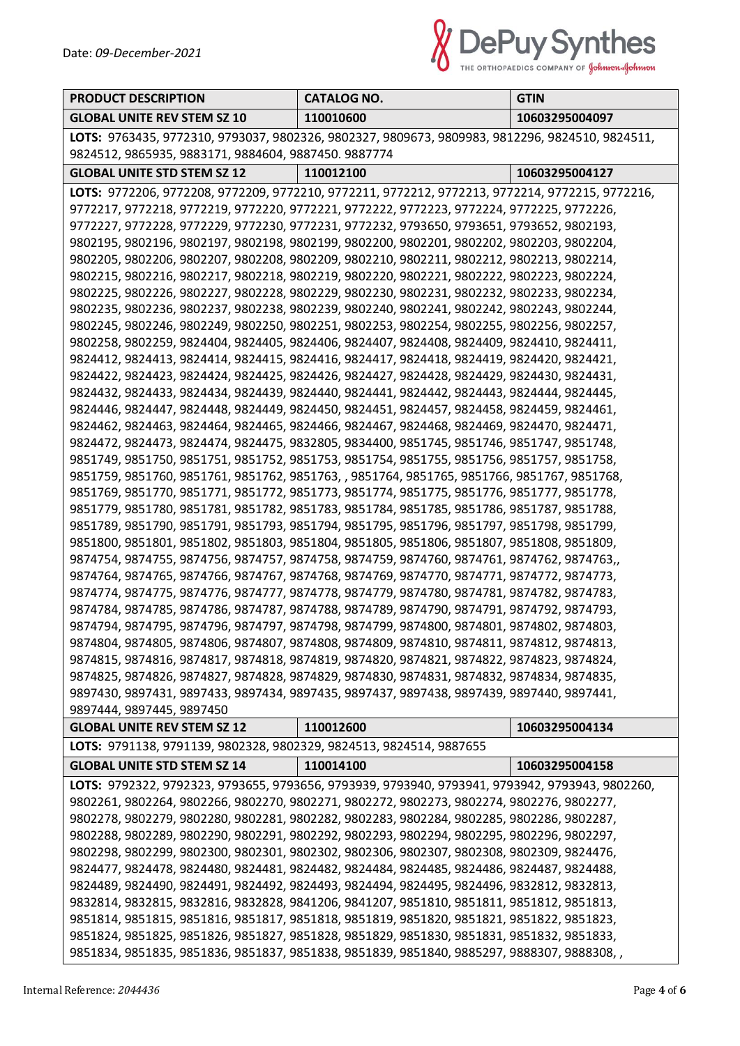Date: *09-December-2021*

| PRODUCT DESCRIPTION | CATALOG NO. | GTIN |
|---|---|---|
| **GLOBAL UNITE REV STEM SZ 10** | **110010600** | **10603295004097** |
| **LOTS:** 9763435, 9772310, 9793037, 9802326, 9802327, 9809673, 9809983, 9812296, 9824510, 9824511, 9824512, 9865935, 9883171, 9884604, 9887450. 9887774 | | |
| **GLOBAL UNITE STD STEM SZ 12** | **110012100** | **10603295004127** |
| **LOTS:** 9772206, 9772208, 9772209, 9772210, 9772211, 9772212, 9772213, 9772214, 9772215, 9772216, 9772217, 9772218, 9772219, 9772220, 9772221, 9772222, 9772223, 9772224, 9772225, 9772226, 9772227, 9772228, 9772229, 9772230, 9772231, 9772232, 9793650, 9793651, 9793652, 9802193, 9802195, 9802196, 9802197, 9802198, 9802199, 9802200, 9802201, 9802202, 9802203, 9802204, 9802205, 9802206, 9802207, 9802208, 9802209, 9802210, 9802211, 9802212, 9802213, 9802214, 9802215, 9802216, 9802217, 9802218, 9802219, 9802220, 9802221, 9802222, 9802223, 9802224, 9802225, 9802226, 9802227, 9802228, 9802229, 9802230, 9802231, 9802232, 9802233, 9802234, 9802235, 9802236, 9802237, 9802238, 9802239, 9802240, 9802241, 9802242, 9802243, 9802244, 9802245, 9802246, 9802249, 9802250, 9802251, 9802253, 9802254, 9802255, 9802256, 9802257, 9802258, 9802259, 9824404, 9824405, 9824406, 9824407, 9824408, 9824409, 9824410, 9824411, 9824412, 9824413, 9824414, 9824415, 9824416, 9824417, 9824418, 9824419, 9824420, 9824421, 9824422, 9824423, 9824424, 9824425, 9824426, 9824427, 9824428, 9824429, 9824430, 9824431, 9824432, 9824433, 9824434, 9824439, 9824440, 9824441, 9824442, 9824443, 9824444, 9824445, 9824446, 9824447, 9824448, 9824449, 9824450, 9824451, 9824457, 9824458, 9824459, 9824461, 9824462, 9824463, 9824464, 9824465, 9824466, 9824467, 9824468, 9824469, 9824470, 9824471, 9824472, 9824473, 9824474, 9824475, 9832805, 9834400, 9851745, 9851746, 9851747, 9851748, 9851749, 9851750, 9851751, 9851752, 9851753, 9851754, 9851755, 9851756, 9851757, 9851758, 9851759, 9851760, 9851761, 9851762, 9851763, , 9851764, 9851765, 9851766, 9851767, 9851768, 9851769, 9851770, 9851771, 9851772, 9851773, 9851774, 9851775, 9851776, 9851777, 9851778, 9851779, 9851780, 9851781, 9851782, 9851783, 9851784, 9851785, 9851786, 9851787, 9851788, 9851789, 9851790, 9851791, 9851793, 9851794, 9851795, 9851796, 9851797, 9851798, 9851799, 9851800, 9851801, 9851802, 9851803, 9851804, 9851805, 9851806, 9851807, 9851808, 9851809, 9874754, 9874755, 9874756, 9874757, 9874758, 9874759, 9874760, 9874761, 9874762, 9874763,, 9874764, 9874765, 9874766, 9874767, 9874768, 9874769, 9874770, 9874771, 9874772, 9874773, 9874774, 9874775, 9874776, 9874777, 9874778, 9874779, 9874780, 9874781, 9874782, 9874783, 9874784, 9874785, 9874786, 9874787, 9874788, 9874789, 9874790, 9874791, 9874792, 9874793, 9874794, 9874795, 9874796, 9874797, 9874798, 9874799, 9874800, 9874801, 9874802, 9874803, 9874804, 9874805, 9874806, 9874807, 9874808, 9874809, 9874810, 9874811, 9874812, 9874813, 9874815, 9874816, 9874817, 9874818, 9874819, 9874820, 9874821, 9874822, 9874823, 9874824, 9874825, 9874826, 9874827, 9874828, 9874829, 9874830, 9874831, 9874832, 9874834, 9874835, 9897430, 9897431, 9897433, 9897434, 9897435, 9897437, 9897438, 9897439, 9897440, 9897441, 9897444, 9897445, 9897450 | | |
| **GLOBAL UNITE REV STEM SZ 12** | **110012600** | **10603295004134** |
| **LOTS:** 9791138, 9791139, 9802328, 9802329, 9824513, 9824514, 9887655 | | |
| **GLOBAL UNITE STD STEM SZ 14** | **110014100** | **10603295004158** |
| **LOTS:** 9792322, 9792323, 9793655, 9793656, 9793939, 9793940, 9793941, 9793942, 9793943, 9802260, 9802261, 9802264, 9802266, 9802270, 9802271, 9802272, 9802273, 9802274, 9802276, 9802277, 9802278, 9802279, 9802280, 9802281, 9802282, 9802283, 9802284, 9802285, 9802286, 9802287, 9802288, 9802289, 9802290, 9802291, 9802292, 9802293, 9802294, 9802295, 9802296, 9802297, 9802298, 9802299, 9802300, 9802301, 9802302, 9802306, 9802307, 9802308, 9802309, 9824476, 9824477, 9824478, 9824480, 9824481, 9824482, 9824484, 9824485, 9824486, 9824487, 9824488, 9824489, 9824490, 9824491, 9824492, 9824493, 9824494, 9824495, 9824496, 9832812, 9832813, 9832814, 9832815, 9832816, 9832828, 9841206, 9841207, 9851810, 9851811, 9851812, 9851813, 9851814, 9851815, 9851816, 9851817, 9851818, 9851819, 9851820, 9851821, 9851822, 9851823, 9851824, 9851825, 9851826, 9851827, 9851828, 9851829, 9851830, 9851831, 9851832, 9851833, 9851834, 9851835, 9851836, 9851837, 9851838, 9851839, 9851840, 9885297, 9888307, 9888308, , | | |

Internal Reference: *2044436*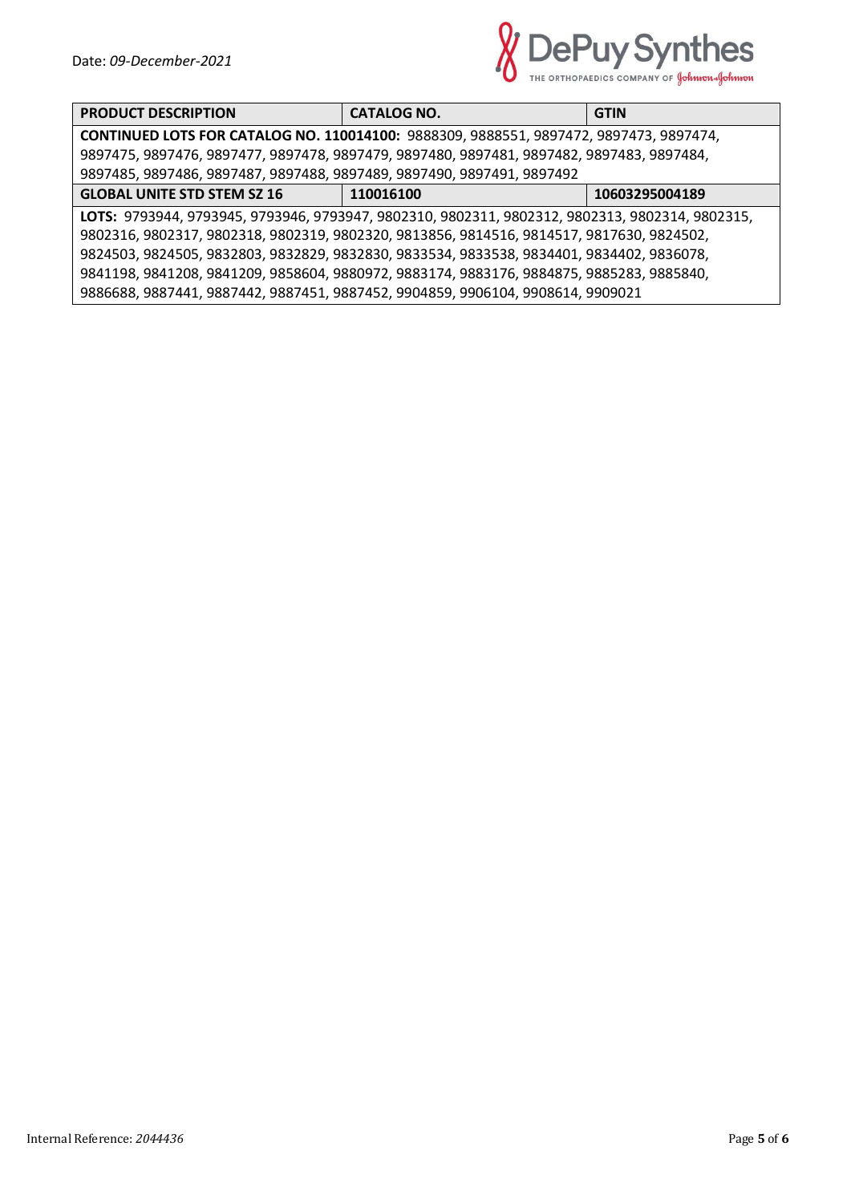Date: *09-December-2021*

| PRODUCT DESCRIPTION | CATALOG NO. | GTIN |
|---|---|---|
| **CONTINUED LOTS FOR CATALOG NO. 110014100:** 9888309, 9888551, 9897472, 9897473, 9897474, 9897475, 9897476, 9897477, 9897478, 9897479, 9897480, 9897481, 9897482, 9897483, 9897484, 9897485, 9897486, 9897487, 9897488, 9897489, 9897490, 9897491, 9897492 | | |
| **GLOBAL UNITE STD STEM SZ 16** | **110016100** | **10603295004189** |
| **LOTS:** 9793944, 9793945, 9793946, 9793947, 9802310, 9802311, 9802312, 9802313, 9802314, 9802315, 9802316, 9802317, 9802318, 9802319, 9802320, 9813856, 9814516, 9814517, 9817630, 9824502, 9824503, 9824505, 9832803, 9832829, 9832830, 9833534, 9833538, 9834401, 9834402, 9836078, 9841198, 9841208, 9841209, 9858604, 9880972, 9883174, 9883176, 9884875, 9885283, 9885840, 9886688, 9887441, 9887442, 9887451, 9887452, 9904859, 9906104, 9908614, 9909021 | | |

Internal Reference: *2044436*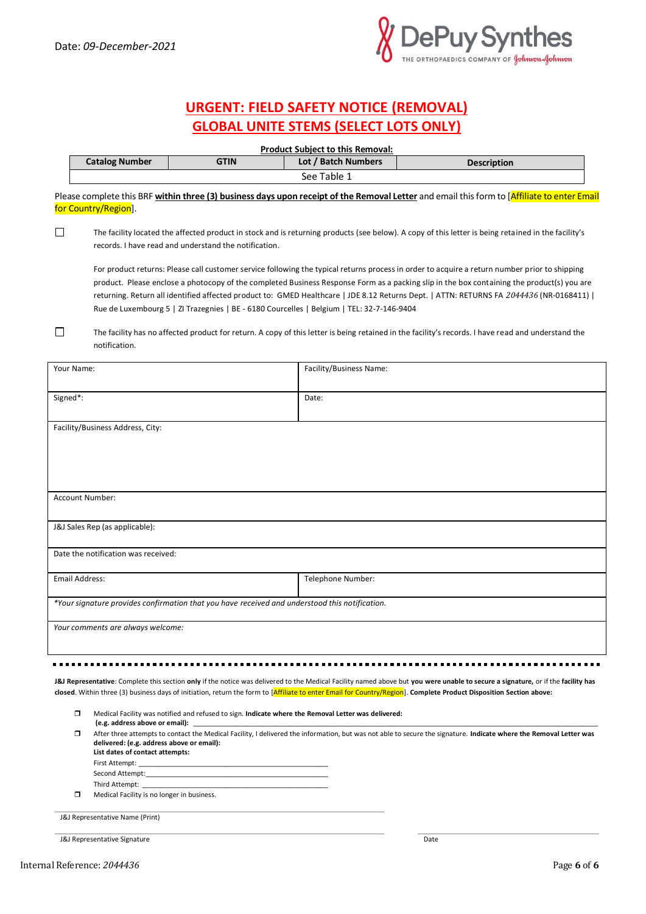Date: *09-December-2021*

DePuy Synthes
THE ORTHOPAEDICS COMPANY OF Johnson & Johnson

# URGENT: FIELD SAFETY NOTICE (REMOVAL)
# GLOBAL UNITE STEMS (SELECT LOTS ONLY)

**Product Subject to this Removal:**

| Catalog Number | GTIN | Lot / Batch Numbers | Description |
|---|---|---|---|
| See Table 1 | | | |

Please complete this BRF **within three (3) business days upon receipt of the Removal Letter** and email this form to [Affiliate to enter Email for Country/Region].

☐ The facility located the affected product in stock and is returning products (see below). A copy of this letter is being retained in the facility's records. I have read and understand the notification.

For product returns: Please call customer service following the typical returns process in order to acquire a return number prior to shipping product. Please enclose a photocopy of the completed Business Response Form as a packing slip in the box containing the product(s) you are returning. Return all identified affected product to: GMED Healthcare | JDE 8.12 Returns Dept. | ATTN: RETURNS FA *2044436* (NR-0168411) | Rue de Luxembourg 5 | ZI Trazegnies | BE - 6180 Courcelles | Belgium | TEL: 32-7-146-9404

☐ The facility has no affected product for return. A copy of this letter is being retained in the facility's records. I have read and understand the notification.

| | |
|---|---|
| Your Name: | Facility/Business Name: |
| Signed*: | Date: |
| Facility/Business Address, City: | |
| Account Number: | |
| J&J Sales Rep (as applicable): | |
| Date the notification was received: | |
| Email Address: | Telephone Number: |
| *\*Your signature provides confirmation that you have received and understood this notification.* | |
| *Your comments are always welcome:* | |

**J&J Representative**: Complete this section **only** if the notice was delivered to the Medical Facility named above but **you were unable to secure a signature,** or if the **facility has closed**. Within three (3) business days of initiation, return the form to [Affiliate to enter Email for Country/Region]. **Complete Product Disposition Section above:**

- ☐ Medical Facility was notified and refused to sign. **Indicate where the Removal Letter was delivered: (e.g. address above or email):** \_\_\_\_\_\_\_\_\_\_\_\_\_\_\_\_\_\_\_\_
- ☐ After three attempts to contact the Medical Facility, I delivered the information, but was not able to secure the signature. **Indicate where the Removal Letter was delivered: (e.g. address above or email):**
  **List dates of contact attempts:**
  First Attempt: \_\_\_\_\_\_\_\_\_\_\_\_\_\_\_\_\_\_\_\_
  Second Attempt: \_\_\_\_\_\_\_\_\_\_\_\_\_\_\_\_\_\_\_\_
  Third Attempt: \_\_\_\_\_\_\_\_\_\_\_\_\_\_\_\_\_\_\_\_
- ☐ Medical Facility is no longer in business.

\_\_\_\_\_\_\_\_\_\_\_\_\_\_\_\_\_\_\_\_
J&J Representative Name (Print)

\_\_\_\_\_\_\_\_\_\_\_\_\_\_\_\_\_\_\_\_ \_\_\_\_\_\_\_\_\_\_\_\_\_\_\_\_\_\_\_\_
J&J Representative Signature Date

Internal Reference: *2044436*